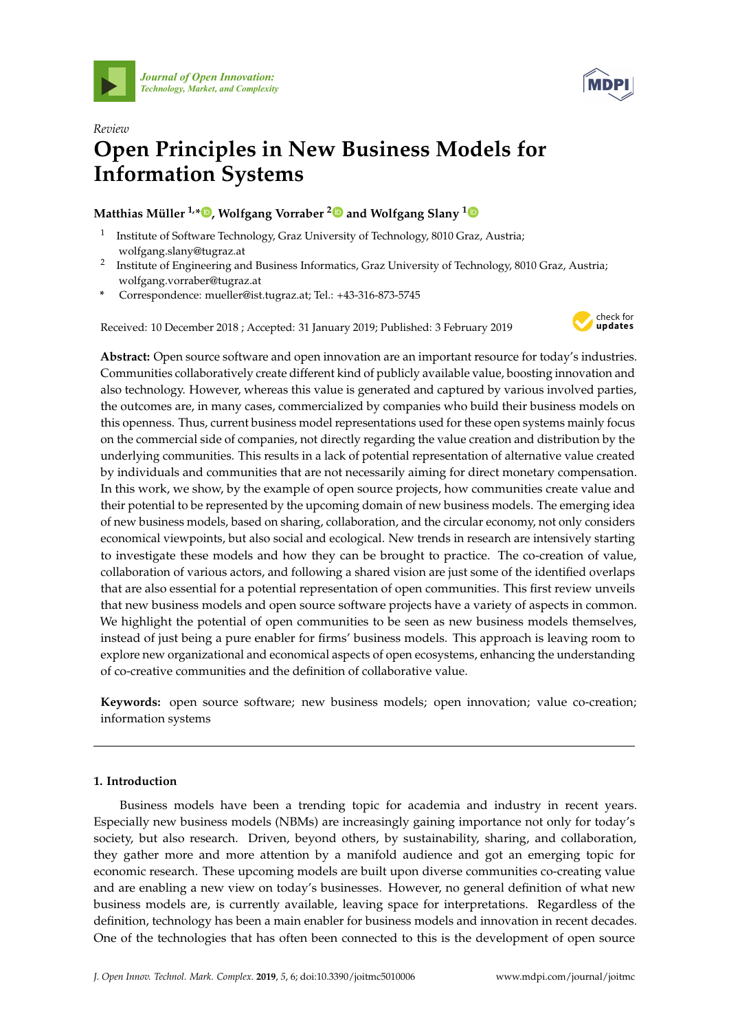*Review*

# Open Principles in New Business Models for Information Systems

**Matthias Müller [1,*], Wolfgang Vorraber [2] and Wolfgang Slany [1]**

[1] Institute of Software Technology, Graz University of Technology, 8010 Graz, Austria; wolfgang.slany@tugraz.at

[2] Institute of Engineering and Business Informatics, Graz University of Technology, 8010 Graz, Austria; wolfgang.vorraber@tugraz.at

\* Correspondence: mueller@ist.tugraz.at; Tel.: +43-316-873-5745

Received: 10 December 2018 ; Accepted: 31 January 2019; Published: 3 February 2019

**Abstract:** Open source software and open innovation are an important resource for today's industries. Communities collaboratively create different kind of publicly available value, boosting innovation and also technology. However, whereas this value is generated and captured by various involved parties, the outcomes are, in many cases, commercialized by companies who build their business models on this openness. Thus, current business model representations used for these open systems mainly focus on the commercial side of companies, not directly regarding the value creation and distribution by the underlying communities. This results in a lack of potential representation of alternative value created by individuals and communities that are not necessarily aiming for direct monetary compensation. In this work, we show, by the example of open source projects, how communities create value and their potential to be represented by the upcoming domain of new business models. The emerging idea of new business models, based on sharing, collaboration, and the circular economy, not only considers economical viewpoints, but also social and ecological. New trends in research are intensively starting to investigate these models and how they can be brought to practice. The co-creation of value, collaboration of various actors, and following a shared vision are just some of the identified overlaps that are also essential for a potential representation of open communities. This first review unveils that new business models and open source software projects have a variety of aspects in common. We highlight the potential of open communities to be seen as new business models themselves, instead of just being a pure enabler for firms' business models. This approach is leaving room to explore new organizational and economical aspects of open ecosystems, enhancing the understanding of co-creative communities and the definition of collaborative value.

**Keywords:** open source software; new business models; open innovation; value co-creation; information systems

## 1. Introduction

Business models have been a trending topic for academia and industry in recent years. Especially new business models (NBMs) are increasingly gaining importance not only for today's society, but also research. Driven, beyond others, by sustainability, sharing, and collaboration, they gather more and more attention by a manifold audience and got an emerging topic for economic research. These upcoming models are built upon diverse communities co-creating value and are enabling a new view on today's businesses. However, no general definition of what new business models are, is currently available, leaving space for interpretations. Regardless of the definition, technology has been a main enabler for business models and innovation in recent decades. One of the technologies that has often been connected to this is the development of open source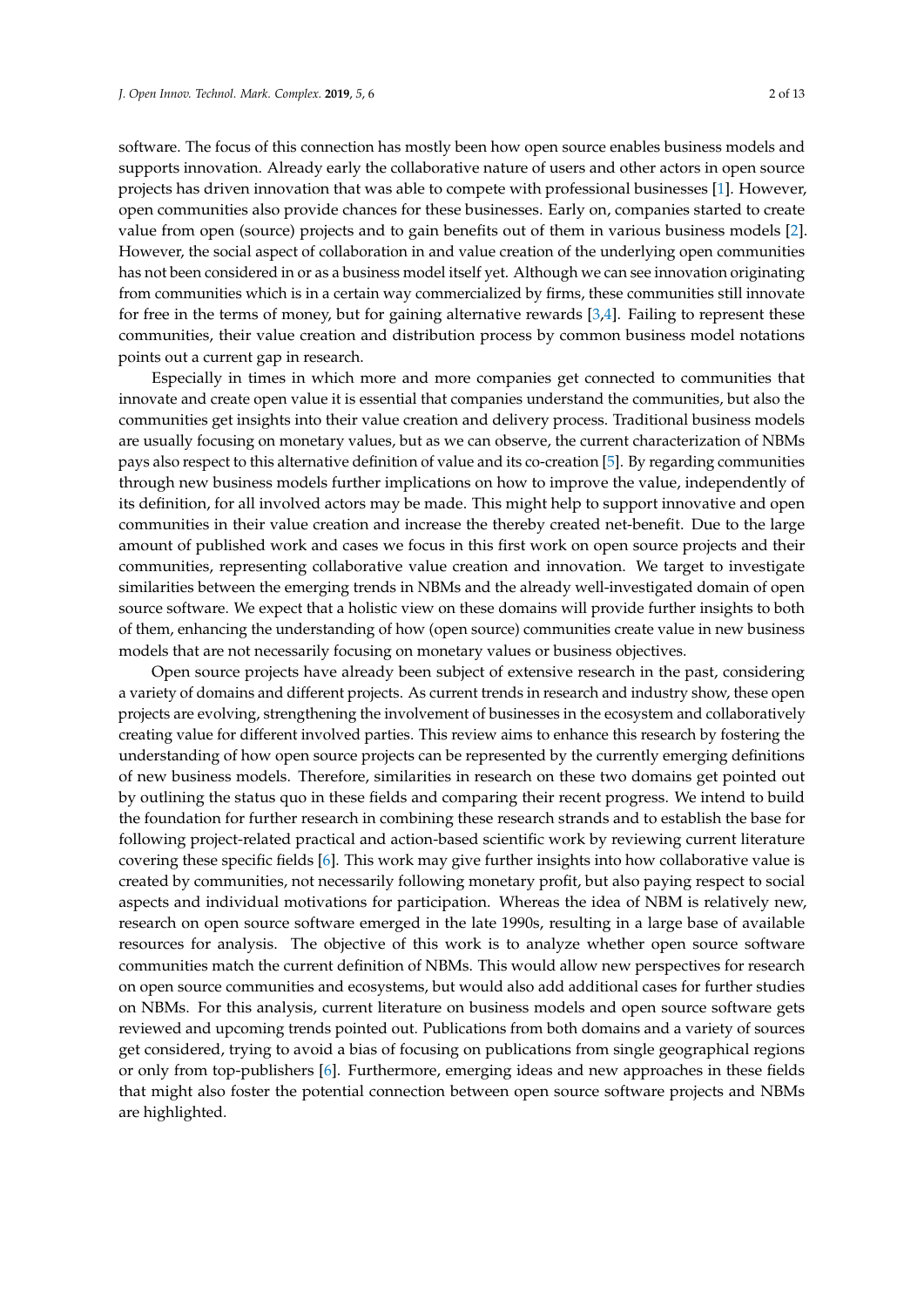software. The focus of this connection has mostly been how open source enables business models and supports innovation. Already early the collaborative nature of users and other actors in open source projects has driven innovation that was able to compete with professional businesses [1]. However, open communities also provide chances for these businesses. Early on, companies started to create value from open (source) projects and to gain benefits out of them in various business models [2]. However, the social aspect of collaboration in and value creation of the underlying open communities has not been considered in or as a business model itself yet. Although we can see innovation originating from communities which is in a certain way commercialized by firms, these communities still innovate for free in the terms of money, but for gaining alternative rewards [3,4]. Failing to represent these communities, their value creation and distribution process by common business model notations points out a current gap in research.

Especially in times in which more and more companies get connected to communities that innovate and create open value it is essential that companies understand the communities, but also the communities get insights into their value creation and delivery process. Traditional business models are usually focusing on monetary values, but as we can observe, the current characterization of NBMs pays also respect to this alternative definition of value and its co-creation [5]. By regarding communities through new business models further implications on how to improve the value, independently of its definition, for all involved actors may be made. This might help to support innovative and open communities in their value creation and increase the thereby created net-benefit. Due to the large amount of published work and cases we focus in this first work on open source projects and their communities, representing collaborative value creation and innovation. We target to investigate similarities between the emerging trends in NBMs and the already well-investigated domain of open source software. We expect that a holistic view on these domains will provide further insights to both of them, enhancing the understanding of how (open source) communities create value in new business models that are not necessarily focusing on monetary values or business objectives.

Open source projects have already been subject of extensive research in the past, considering a variety of domains and different projects. As current trends in research and industry show, these open projects are evolving, strengthening the involvement of businesses in the ecosystem and collaboratively creating value for different involved parties. This review aims to enhance this research by fostering the understanding of how open source projects can be represented by the currently emerging definitions of new business models. Therefore, similarities in research on these two domains get pointed out by outlining the status quo in these fields and comparing their recent progress. We intend to build the foundation for further research in combining these research strands and to establish the base for following project-related practical and action-based scientific work by reviewing current literature covering these specific fields [6]. This work may give further insights into how collaborative value is created by communities, not necessarily following monetary profit, but also paying respect to social aspects and individual motivations for participation. Whereas the idea of NBM is relatively new, research on open source software emerged in the late 1990s, resulting in a large base of available resources for analysis. The objective of this work is to analyze whether open source software communities match the current definition of NBMs. This would allow new perspectives for research on open source communities and ecosystems, but would also add additional cases for further studies on NBMs. For this analysis, current literature on business models and open source software gets reviewed and upcoming trends pointed out. Publications from both domains and a variety of sources get considered, trying to avoid a bias of focusing on publications from single geographical regions or only from top-publishers [6]. Furthermore, emerging ideas and new approaches in these fields that might also foster the potential connection between open source software projects and NBMs are highlighted.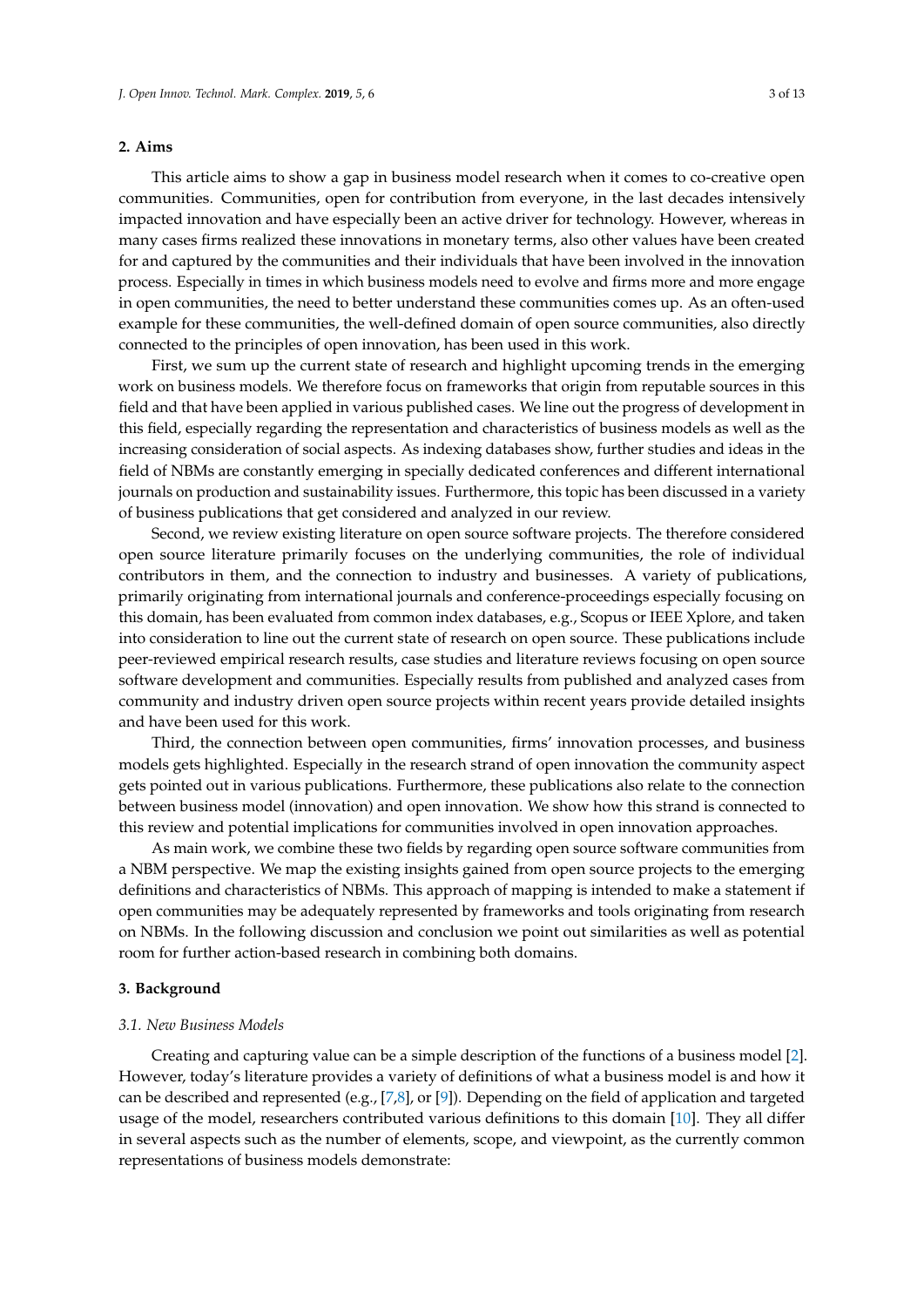## 2. Aims

This article aims to show a gap in business model research when it comes to co-creative open communities. Communities, open for contribution from everyone, in the last decades intensively impacted innovation and have especially been an active driver for technology. However, whereas in many cases firms realized these innovations in monetary terms, also other values have been created for and captured by the communities and their individuals that have been involved in the innovation process. Especially in times in which business models need to evolve and firms more and more engage in open communities, the need to better understand these communities comes up. As an often-used example for these communities, the well-defined domain of open source communities, also directly connected to the principles of open innovation, has been used in this work.

First, we sum up the current state of research and highlight upcoming trends in the emerging work on business models. We therefore focus on frameworks that origin from reputable sources in this field and that have been applied in various published cases. We line out the progress of development in this field, especially regarding the representation and characteristics of business models as well as the increasing consideration of social aspects. As indexing databases show, further studies and ideas in the field of NBMs are constantly emerging in specially dedicated conferences and different international journals on production and sustainability issues. Furthermore, this topic has been discussed in a variety of business publications that get considered and analyzed in our review.

Second, we review existing literature on open source software projects. The therefore considered open source literature primarily focuses on the underlying communities, the role of individual contributors in them, and the connection to industry and businesses. A variety of publications, primarily originating from international journals and conference-proceedings especially focusing on this domain, has been evaluated from common index databases, e.g., Scopus or IEEE Xplore, and taken into consideration to line out the current state of research on open source. These publications include peer-reviewed empirical research results, case studies and literature reviews focusing on open source software development and communities. Especially results from published and analyzed cases from community and industry driven open source projects within recent years provide detailed insights and have been used for this work.

Third, the connection between open communities, firms' innovation processes, and business models gets highlighted. Especially in the research strand of open innovation the community aspect gets pointed out in various publications. Furthermore, these publications also relate to the connection between business model (innovation) and open innovation. We show how this strand is connected to this review and potential implications for communities involved in open innovation approaches.

As main work, we combine these two fields by regarding open source software communities from a NBM perspective. We map the existing insights gained from open source projects to the emerging definitions and characteristics of NBMs. This approach of mapping is intended to make a statement if open communities may be adequately represented by frameworks and tools originating from research on NBMs. In the following discussion and conclusion we point out similarities as well as potential room for further action-based research in combining both domains.

## 3. Background

### *3.1. New Business Models*

Creating and capturing value can be a simple description of the functions of a business model [2]. However, today's literature provides a variety of definitions of what a business model is and how it can be described and represented (e.g., [7,8], or [9]). Depending on the field of application and targeted usage of the model, researchers contributed various definitions to this domain [10]. They all differ in several aspects such as the number of elements, scope, and viewpoint, as the currently common representations of business models demonstrate: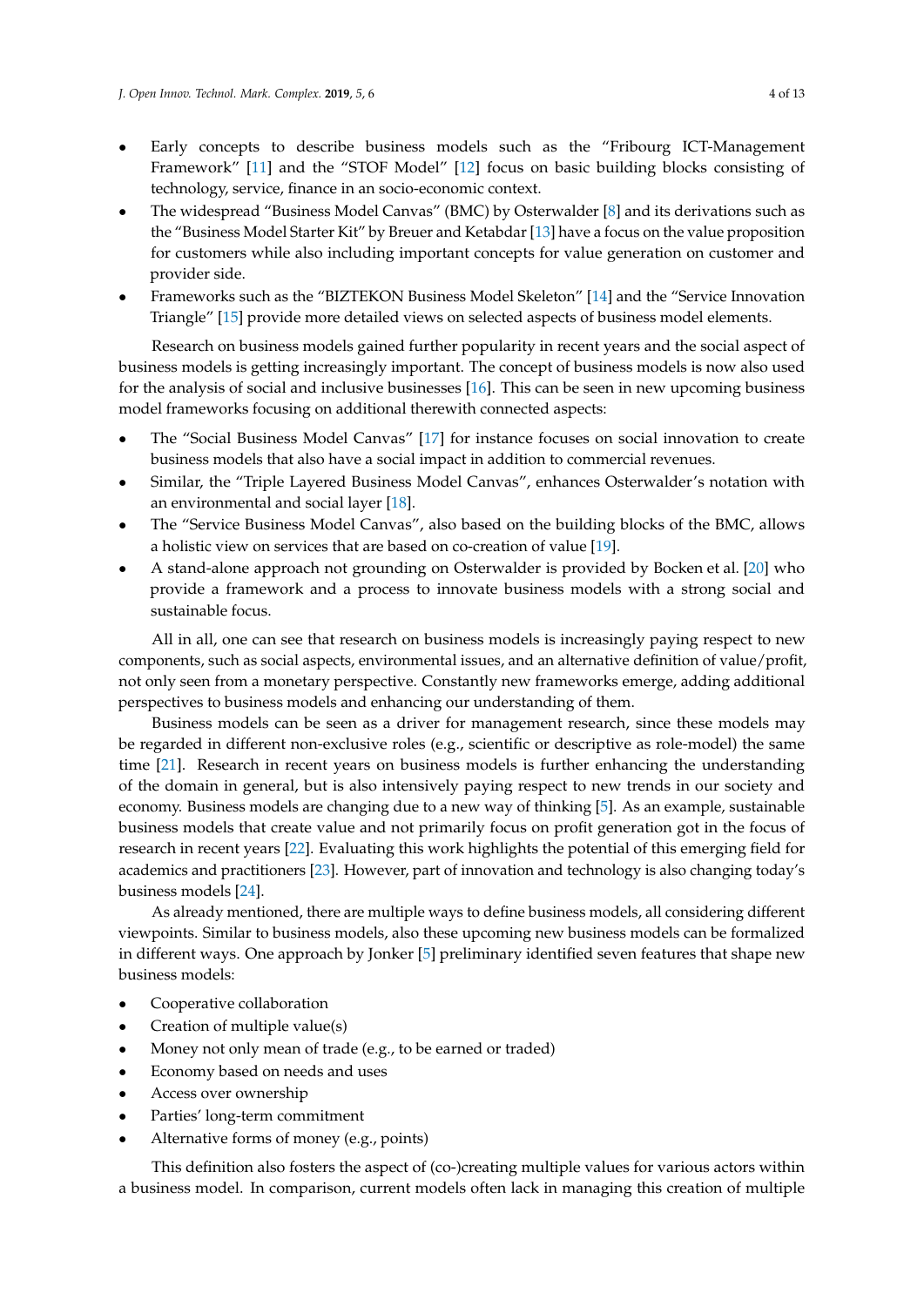- Early concepts to describe business models such as the "Fribourg ICT-Management Framework" [11] and the "STOF Model" [12] focus on basic building blocks consisting of technology, service, finance in an socio-economic context.
- The widespread "Business Model Canvas" (BMC) by Osterwalder [8] and its derivations such as the "Business Model Starter Kit" by Breuer and Ketabdar [13] have a focus on the value proposition for customers while also including important concepts for value generation on customer and provider side.
- Frameworks such as the "BIZTEKON Business Model Skeleton" [14] and the "Service Innovation Triangle" [15] provide more detailed views on selected aspects of business model elements.

Research on business models gained further popularity in recent years and the social aspect of business models is getting increasingly important. The concept of business models is now also used for the analysis of social and inclusive businesses [16]. This can be seen in new upcoming business model frameworks focusing on additional therewith connected aspects:

- The "Social Business Model Canvas" [17] for instance focuses on social innovation to create business models that also have a social impact in addition to commercial revenues.
- Similar, the "Triple Layered Business Model Canvas", enhances Osterwalder's notation with an environmental and social layer [18].
- The "Service Business Model Canvas", also based on the building blocks of the BMC, allows a holistic view on services that are based on co-creation of value [19].
- A stand-alone approach not grounding on Osterwalder is provided by Bocken et al. [20] who provide a framework and a process to innovate business models with a strong social and sustainable focus.

All in all, one can see that research on business models is increasingly paying respect to new components, such as social aspects, environmental issues, and an alternative definition of value/profit, not only seen from a monetary perspective. Constantly new frameworks emerge, adding additional perspectives to business models and enhancing our understanding of them.

Business models can be seen as a driver for management research, since these models may be regarded in different non-exclusive roles (e.g., scientific or descriptive as role-model) the same time [21]. Research in recent years on business models is further enhancing the understanding of the domain in general, but is also intensively paying respect to new trends in our society and economy. Business models are changing due to a new way of thinking [5]. As an example, sustainable business models that create value and not primarily focus on profit generation got in the focus of research in recent years [22]. Evaluating this work highlights the potential of this emerging field for academics and practitioners [23]. However, part of innovation and technology is also changing today's business models [24].

As already mentioned, there are multiple ways to define business models, all considering different viewpoints. Similar to business models, also these upcoming new business models can be formalized in different ways. One approach by Jonker [5] preliminary identified seven features that shape new business models:

- Cooperative collaboration
- Creation of multiple value(s)
- Money not only mean of trade (e.g., to be earned or traded)
- Economy based on needs and uses
- Access over ownership
- Parties' long-term commitment
- Alternative forms of money (e.g., points)

This definition also fosters the aspect of (co-)creating multiple values for various actors within a business model. In comparison, current models often lack in managing this creation of multiple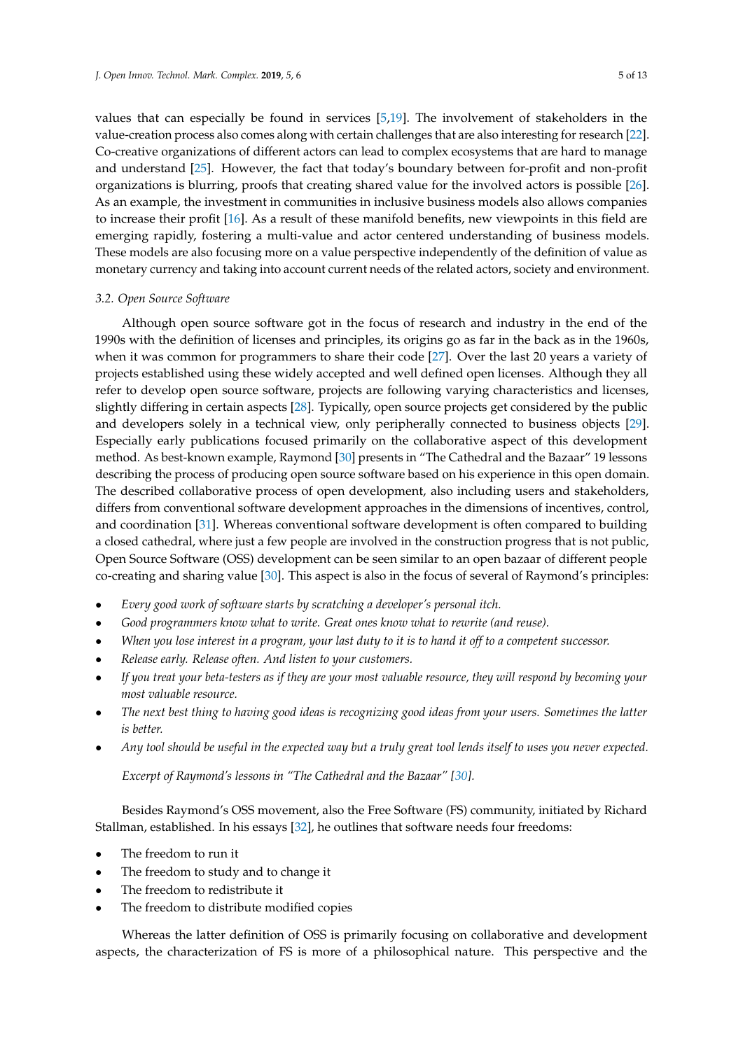values that can especially be found in services [5,19]. The involvement of stakeholders in the value-creation process also comes along with certain challenges that are also interesting for research [22]. Co-creative organizations of different actors can lead to complex ecosystems that are hard to manage and understand [25]. However, the fact that today's boundary between for-profit and non-profit organizations is blurring, proofs that creating shared value for the involved actors is possible [26]. As an example, the investment in communities in inclusive business models also allows companies to increase their profit [16]. As a result of these manifold benefits, new viewpoints in this field are emerging rapidly, fostering a multi-value and actor centered understanding of business models. These models are also focusing more on a value perspective independently of the definition of value as monetary currency and taking into account current needs of the related actors, society and environment.

### 3.2. Open Source Software

Although open source software got in the focus of research and industry in the end of the 1990s with the definition of licenses and principles, its origins go as far in the back as in the 1960s, when it was common for programmers to share their code [27]. Over the last 20 years a variety of projects established using these widely accepted and well defined open licenses. Although they all refer to develop open source software, projects are following varying characteristics and licenses, slightly differing in certain aspects [28]. Typically, open source projects get considered by the public and developers solely in a technical view, only peripherally connected to business objects [29]. Especially early publications focused primarily on the collaborative aspect of this development method. As best-known example, Raymond [30] presents in "The Cathedral and the Bazaar" 19 lessons describing the process of producing open source software based on his experience in this open domain. The described collaborative process of open development, also including users and stakeholders, differs from conventional software development approaches in the dimensions of incentives, control, and coordination [31]. Whereas conventional software development is often compared to building a closed cathedral, where just a few people are involved in the construction progress that is not public, Open Source Software (OSS) development can be seen similar to an open bazaar of different people co-creating and sharing value [30]. This aspect is also in the focus of several of Raymond's principles:

- *Every good work of software starts by scratching a developer's personal itch.*
- *Good programmers know what to write. Great ones know what to rewrite (and reuse).*
- *When you lose interest in a program, your last duty to it is to hand it off to a competent successor.*
- *Release early. Release often. And listen to your customers.*
- *If you treat your beta-testers as if they are your most valuable resource, they will respond by becoming your most valuable resource.*
- *The next best thing to having good ideas is recognizing good ideas from your users. Sometimes the latter is better.*
- *Any tool should be useful in the expected way but a truly great tool lends itself to uses you never expected.*

*Excerpt of Raymond's lessons in "The Cathedral and the Bazaar" [30].*

Besides Raymond's OSS movement, also the Free Software (FS) community, initiated by Richard Stallman, established. In his essays [32], he outlines that software needs four freedoms:

- The freedom to run it
- The freedom to study and to change it
- The freedom to redistribute it
- The freedom to distribute modified copies

Whereas the latter definition of OSS is primarily focusing on collaborative and development aspects, the characterization of FS is more of a philosophical nature. This perspective and the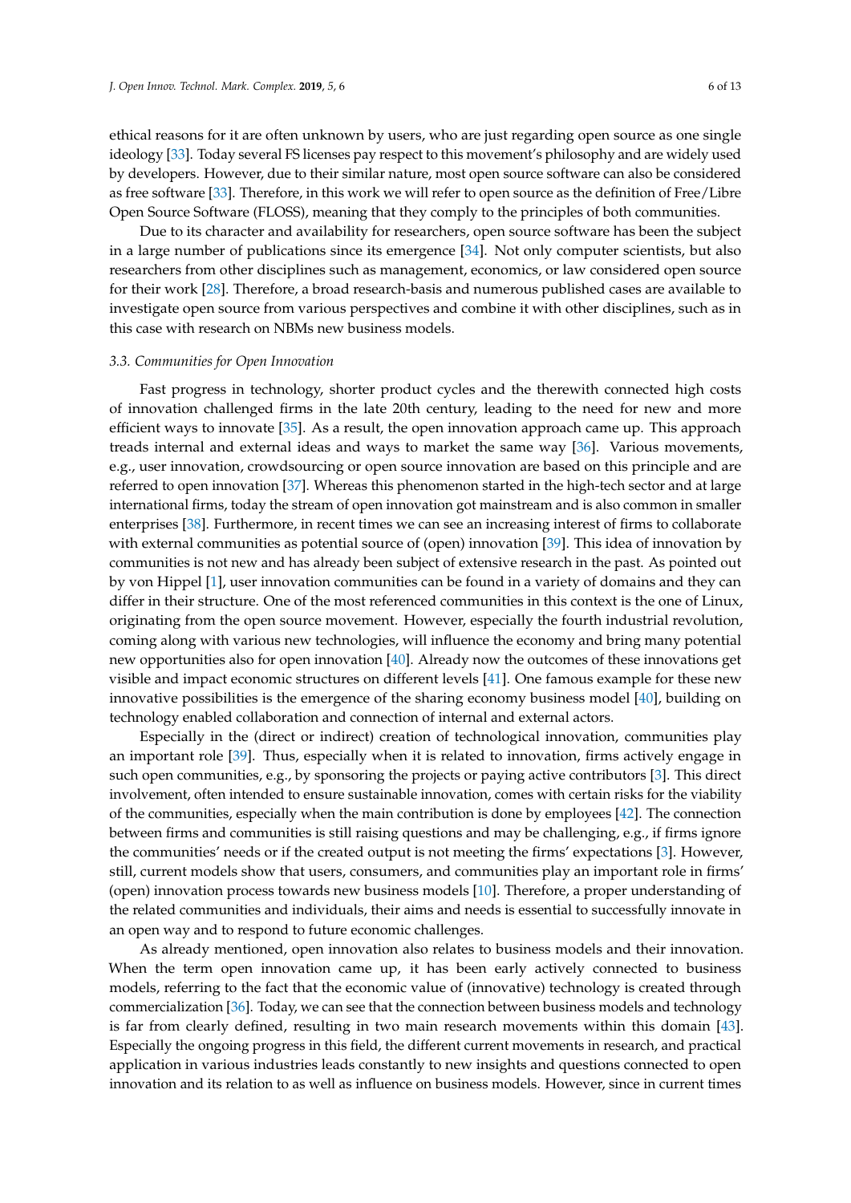ethical reasons for it are often unknown by users, who are just regarding open source as one single ideology [33]. Today several FS licenses pay respect to this movement's philosophy and are widely used by developers. However, due to their similar nature, most open source software can also be considered as free software [33]. Therefore, in this work we will refer to open source as the definition of Free/Libre Open Source Software (FLOSS), meaning that they comply to the principles of both communities.

Due to its character and availability for researchers, open source software has been the subject in a large number of publications since its emergence [34]. Not only computer scientists, but also researchers from other disciplines such as management, economics, or law considered open source for their work [28]. Therefore, a broad research-basis and numerous published cases are available to investigate open source from various perspectives and combine it with other disciplines, such as in this case with research on NBMs new business models.

### *3.3. Communities for Open Innovation*

Fast progress in technology, shorter product cycles and the therewith connected high costs of innovation challenged firms in the late 20th century, leading to the need for new and more efficient ways to innovate [35]. As a result, the open innovation approach came up. This approach treads internal and external ideas and ways to market the same way [36]. Various movements, e.g., user innovation, crowdsourcing or open source innovation are based on this principle and are referred to open innovation [37]. Whereas this phenomenon started in the high-tech sector and at large international firms, today the stream of open innovation got mainstream and is also common in smaller enterprises [38]. Furthermore, in recent times we can see an increasing interest of firms to collaborate with external communities as potential source of (open) innovation [39]. This idea of innovation by communities is not new and has already been subject of extensive research in the past. As pointed out by von Hippel [1], user innovation communities can be found in a variety of domains and they can differ in their structure. One of the most referenced communities in this context is the one of Linux, originating from the open source movement. However, especially the fourth industrial revolution, coming along with various new technologies, will influence the economy and bring many potential new opportunities also for open innovation [40]. Already now the outcomes of these innovations get visible and impact economic structures on different levels [41]. One famous example for these new innovative possibilities is the emergence of the sharing economy business model [40], building on technology enabled collaboration and connection of internal and external actors.

Especially in the (direct or indirect) creation of technological innovation, communities play an important role [39]. Thus, especially when it is related to innovation, firms actively engage in such open communities, e.g., by sponsoring the projects or paying active contributors [3]. This direct involvement, often intended to ensure sustainable innovation, comes with certain risks for the viability of the communities, especially when the main contribution is done by employees [42]. The connection between firms and communities is still raising questions and may be challenging, e.g., if firms ignore the communities' needs or if the created output is not meeting the firms' expectations [3]. However, still, current models show that users, consumers, and communities play an important role in firms' (open) innovation process towards new business models [10]. Therefore, a proper understanding of the related communities and individuals, their aims and needs is essential to successfully innovate in an open way and to respond to future economic challenges.

As already mentioned, open innovation also relates to business models and their innovation. When the term open innovation came up, it has been early actively connected to business models, referring to the fact that the economic value of (innovative) technology is created through commercialization [36]. Today, we can see that the connection between business models and technology is far from clearly defined, resulting in two main research movements within this domain [43]. Especially the ongoing progress in this field, the different current movements in research, and practical application in various industries leads constantly to new insights and questions connected to open innovation and its relation to as well as influence on business models. However, since in current times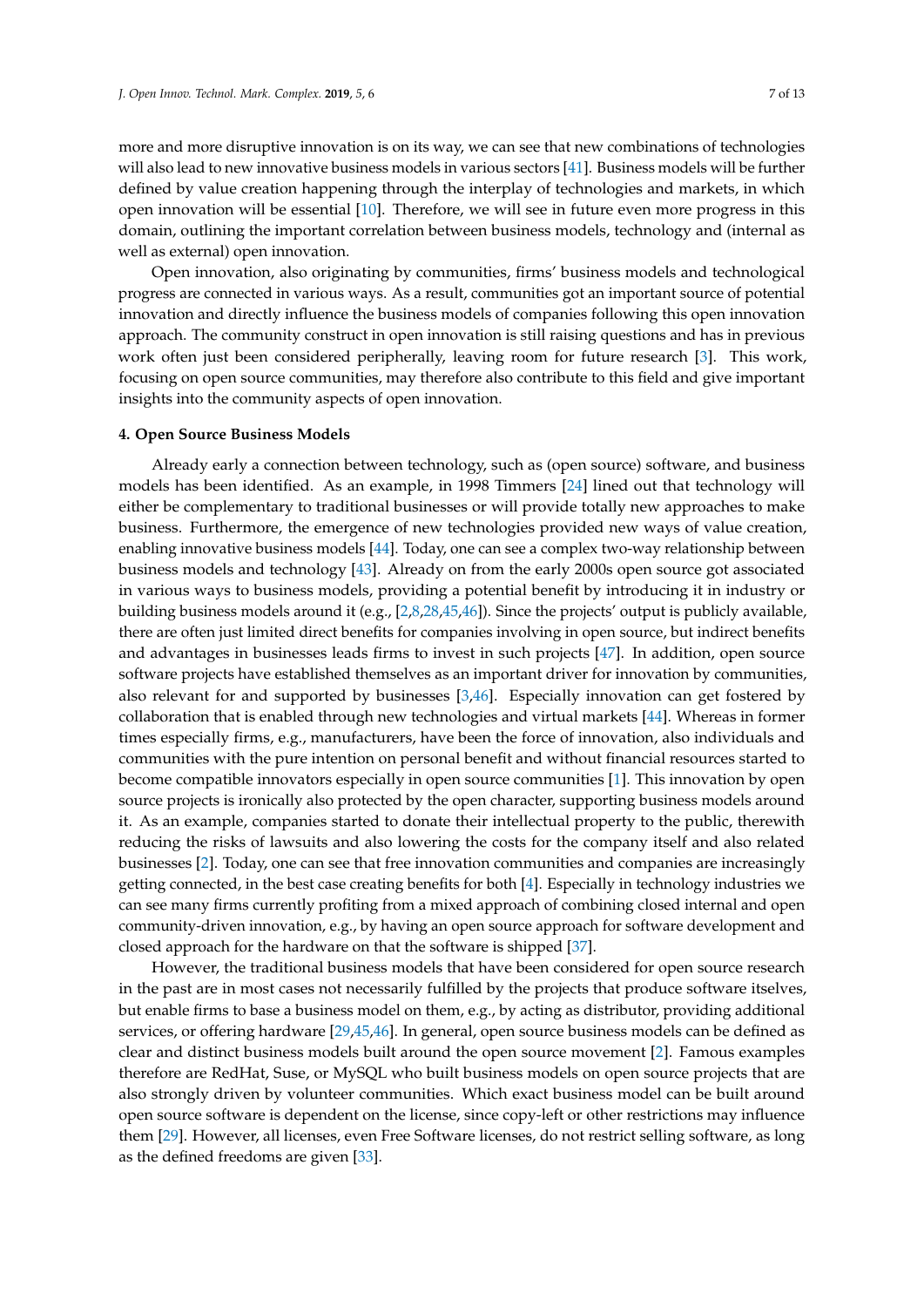more and more disruptive innovation is on its way, we can see that new combinations of technologies will also lead to new innovative business models in various sectors [41]. Business models will be further defined by value creation happening through the interplay of technologies and markets, in which open innovation will be essential [10]. Therefore, we will see in future even more progress in this domain, outlining the important correlation between business models, technology and (internal as well as external) open innovation.

Open innovation, also originating by communities, firms' business models and technological progress are connected in various ways. As a result, communities got an important source of potential innovation and directly influence the business models of companies following this open innovation approach. The community construct in open innovation is still raising questions and has in previous work often just been considered peripherally, leaving room for future research [3]. This work, focusing on open source communities, may therefore also contribute to this field and give important insights into the community aspects of open innovation.

#### 4. Open Source Business Models

Already early a connection between technology, such as (open source) software, and business models has been identified. As an example, in 1998 Timmers [24] lined out that technology will either be complementary to traditional businesses or will provide totally new approaches to make business. Furthermore, the emergence of new technologies provided new ways of value creation, enabling innovative business models [44]. Today, one can see a complex two-way relationship between business models and technology [43]. Already on from the early 2000s open source got associated in various ways to business models, providing a potential benefit by introducing it in industry or building business models around it (e.g., [2,8,28,45,46]). Since the projects' output is publicly available, there are often just limited direct benefits for companies involving in open source, but indirect benefits and advantages in businesses leads firms to invest in such projects [47]. In addition, open source software projects have established themselves as an important driver for innovation by communities, also relevant for and supported by businesses [3,46]. Especially innovation can get fostered by collaboration that is enabled through new technologies and virtual markets [44]. Whereas in former times especially firms, e.g., manufacturers, have been the force of innovation, also individuals and communities with the pure intention on personal benefit and without financial resources started to become compatible innovators especially in open source communities [1]. This innovation by open source projects is ironically also protected by the open character, supporting business models around it. As an example, companies started to donate their intellectual property to the public, therewith reducing the risks of lawsuits and also lowering the costs for the company itself and also related businesses [2]. Today, one can see that free innovation communities and companies are increasingly getting connected, in the best case creating benefits for both [4]. Especially in technology industries we can see many firms currently profiting from a mixed approach of combining closed internal and open community-driven innovation, e.g., by having an open source approach for software development and closed approach for the hardware on that the software is shipped [37].

However, the traditional business models that have been considered for open source research in the past are in most cases not necessarily fulfilled by the projects that produce software itselves, but enable firms to base a business model on them, e.g., by acting as distributor, providing additional services, or offering hardware [29,45,46]. In general, open source business models can be defined as clear and distinct business models built around the open source movement [2]. Famous examples therefore are RedHat, Suse, or MySQL who built business models on open source projects that are also strongly driven by volunteer communities. Which exact business model can be built around open source software is dependent on the license, since copy-left or other restrictions may influence them [29]. However, all licenses, even Free Software licenses, do not restrict selling software, as long as the defined freedoms are given [33].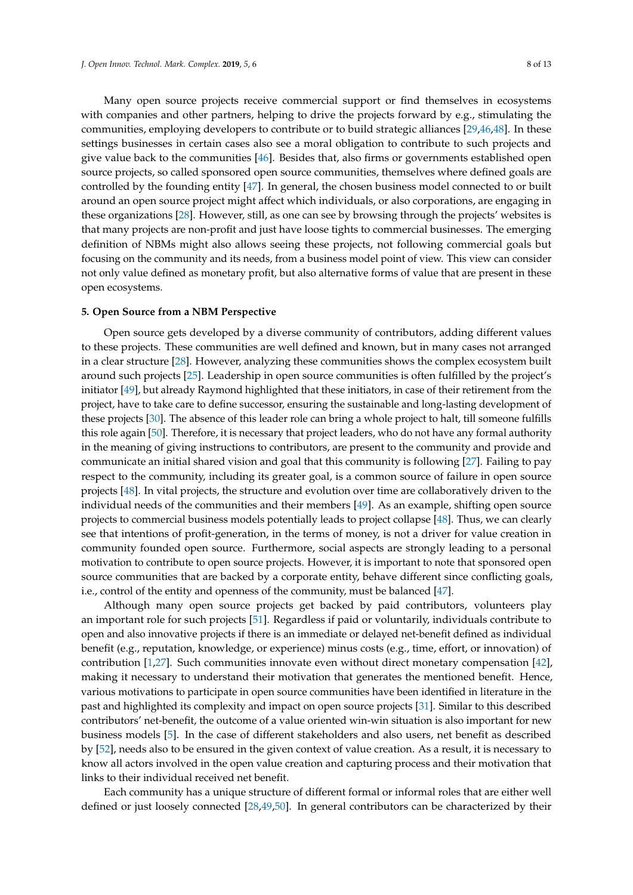Many open source projects receive commercial support or find themselves in ecosystems with companies and other partners, helping to drive the projects forward by e.g., stimulating the communities, employing developers to contribute or to build strategic alliances [29,46,48]. In these settings businesses in certain cases also see a moral obligation to contribute to such projects and give value back to the communities [46]. Besides that, also firms or governments established open source projects, so called sponsored open source communities, themselves where defined goals are controlled by the founding entity [47]. In general, the chosen business model connected to or built around an open source project might affect which individuals, or also corporations, are engaging in these organizations [28]. However, still, as one can see by browsing through the projects' websites is that many projects are non-profit and just have loose tights to commercial businesses. The emerging definition of NBMs might also allows seeing these projects, not following commercial goals but focusing on the community and its needs, from a business model point of view. This view can consider not only value defined as monetary profit, but also alternative forms of value that are present in these open ecosystems.

## 5. Open Source from a NBM Perspective

Open source gets developed by a diverse community of contributors, adding different values to these projects. These communities are well defined and known, but in many cases not arranged in a clear structure [28]. However, analyzing these communities shows the complex ecosystem built around such projects [25]. Leadership in open source communities is often fulfilled by the project's initiator [49], but already Raymond highlighted that these initiators, in case of their retirement from the project, have to take care to define successor, ensuring the sustainable and long-lasting development of these projects [30]. The absence of this leader role can bring a whole project to halt, till someone fulfills this role again [50]. Therefore, it is necessary that project leaders, who do not have any formal authority in the meaning of giving instructions to contributors, are present to the community and provide and communicate an initial shared vision and goal that this community is following [27]. Failing to pay respect to the community, including its greater goal, is a common source of failure in open source projects [48]. In vital projects, the structure and evolution over time are collaboratively driven to the individual needs of the communities and their members [49]. As an example, shifting open source projects to commercial business models potentially leads to project collapse [48]. Thus, we can clearly see that intentions of profit-generation, in the terms of money, is not a driver for value creation in community founded open source. Furthermore, social aspects are strongly leading to a personal motivation to contribute to open source projects. However, it is important to note that sponsored open source communities that are backed by a corporate entity, behave different since conflicting goals, i.e., control of the entity and openness of the community, must be balanced [47].

Although many open source projects get backed by paid contributors, volunteers play an important role for such projects [51]. Regardless if paid or voluntarily, individuals contribute to open and also innovative projects if there is an immediate or delayed net-benefit defined as individual benefit (e.g., reputation, knowledge, or experience) minus costs (e.g., time, effort, or innovation) of contribution [1,27]. Such communities innovate even without direct monetary compensation [42], making it necessary to understand their motivation that generates the mentioned benefit. Hence, various motivations to participate in open source communities have been identified in literature in the past and highlighted its complexity and impact on open source projects [31]. Similar to this described contributors' net-benefit, the outcome of a value oriented win-win situation is also important for new business models [5]. In the case of different stakeholders and also users, net benefit as described by [52], needs also to be ensured in the given context of value creation. As a result, it is necessary to know all actors involved in the open value creation and capturing process and their motivation that links to their individual received net benefit.

Each community has a unique structure of different formal or informal roles that are either well defined or just loosely connected [28,49,50]. In general contributors can be characterized by their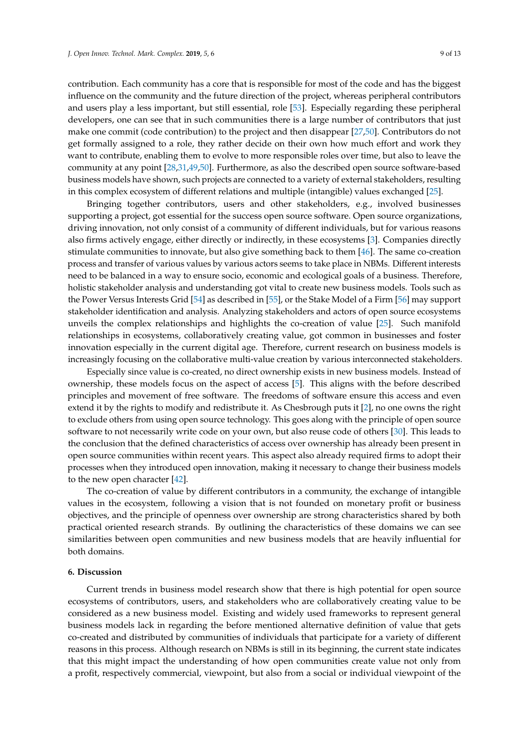contribution. Each community has a core that is responsible for most of the code and has the biggest influence on the community and the future direction of the project, whereas peripheral contributors and users play a less important, but still essential, role [53]. Especially regarding these peripheral developers, one can see that in such communities there is a large number of contributors that just make one commit (code contribution) to the project and then disappear [27,50]. Contributors do not get formally assigned to a role, they rather decide on their own how much effort and work they want to contribute, enabling them to evolve to more responsible roles over time, but also to leave the community at any point [28,31,49,50]. Furthermore, as also the described open source software-based business models have shown, such projects are connected to a variety of external stakeholders, resulting in this complex ecosystem of different relations and multiple (intangible) values exchanged [25].

Bringing together contributors, users and other stakeholders, e.g., involved businesses supporting a project, got essential for the success open source software. Open source organizations, driving innovation, not only consist of a community of different individuals, but for various reasons also firms actively engage, either directly or indirectly, in these ecosystems [3]. Companies directly stimulate communities to innovate, but also give something back to them [46]. The same co-creation process and transfer of various values by various actors seems to take place in NBMs. Different interests need to be balanced in a way to ensure socio, economic and ecological goals of a business. Therefore, holistic stakeholder analysis and understanding got vital to create new business models. Tools such as the Power Versus Interests Grid [54] as described in [55], or the Stake Model of a Firm [56] may support stakeholder identification and analysis. Analyzing stakeholders and actors of open source ecosystems unveils the complex relationships and highlights the co-creation of value [25]. Such manifold relationships in ecosystems, collaboratively creating value, got common in businesses and foster innovation especially in the current digital age. Therefore, current research on business models is increasingly focusing on the collaborative multi-value creation by various interconnected stakeholders.

Especially since value is co-created, no direct ownership exists in new business models. Instead of ownership, these models focus on the aspect of access [5]. This aligns with the before described principles and movement of free software. The freedoms of software ensure this access and even extend it by the rights to modify and redistribute it. As Chesbrough puts it [2], no one owns the right to exclude others from using open source technology. This goes along with the principle of open source software to not necessarily write code on your own, but also reuse code of others [30]. This leads to the conclusion that the defined characteristics of access over ownership has already been present in open source communities within recent years. This aspect also already required firms to adopt their processes when they introduced open innovation, making it necessary to change their business models to the new open character [42].

The co-creation of value by different contributors in a community, the exchange of intangible values in the ecosystem, following a vision that is not founded on monetary profit or business objectives, and the principle of openness over ownership are strong characteristics shared by both practical oriented research strands. By outlining the characteristics of these domains we can see similarities between open communities and new business models that are heavily influential for both domains.

## 6. Discussion

Current trends in business model research show that there is high potential for open source ecosystems of contributors, users, and stakeholders who are collaboratively creating value to be considered as a new business model. Existing and widely used frameworks to represent general business models lack in regarding the before mentioned alternative definition of value that gets co-created and distributed by communities of individuals that participate for a variety of different reasons in this process. Although research on NBMs is still in its beginning, the current state indicates that this might impact the understanding of how open communities create value not only from a profit, respectively commercial, viewpoint, but also from a social or individual viewpoint of the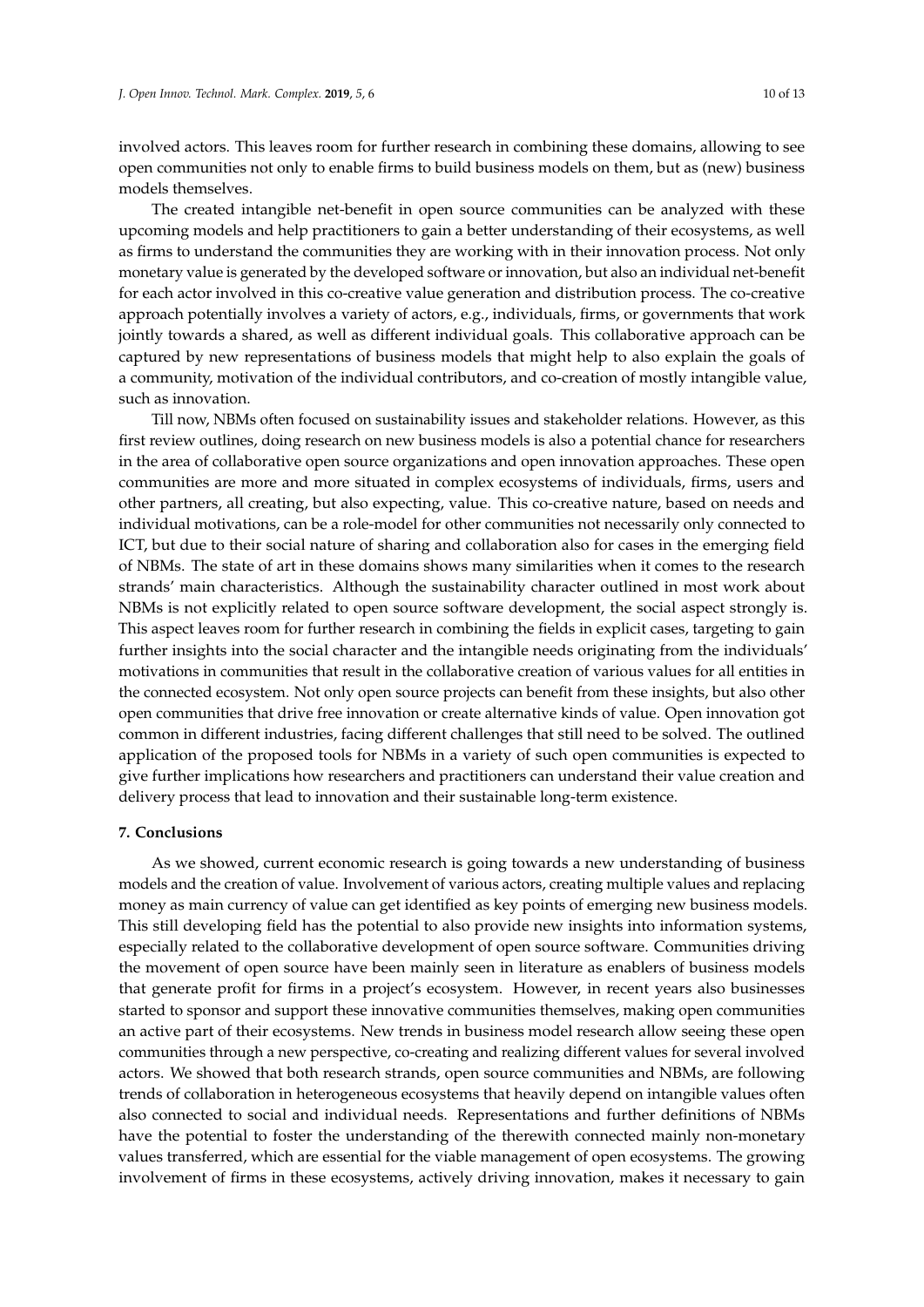involved actors. This leaves room for further research in combining these domains, allowing to see open communities not only to enable firms to build business models on them, but as (new) business models themselves.

The created intangible net-benefit in open source communities can be analyzed with these upcoming models and help practitioners to gain a better understanding of their ecosystems, as well as firms to understand the communities they are working with in their innovation process. Not only monetary value is generated by the developed software or innovation, but also an individual net-benefit for each actor involved in this co-creative value generation and distribution process. The co-creative approach potentially involves a variety of actors, e.g., individuals, firms, or governments that work jointly towards a shared, as well as different individual goals. This collaborative approach can be captured by new representations of business models that might help to also explain the goals of a community, motivation of the individual contributors, and co-creation of mostly intangible value, such as innovation.

Till now, NBMs often focused on sustainability issues and stakeholder relations. However, as this first review outlines, doing research on new business models is also a potential chance for researchers in the area of collaborative open source organizations and open innovation approaches. These open communities are more and more situated in complex ecosystems of individuals, firms, users and other partners, all creating, but also expecting, value. This co-creative nature, based on needs and individual motivations, can be a role-model for other communities not necessarily only connected to ICT, but due to their social nature of sharing and collaboration also for cases in the emerging field of NBMs. The state of art in these domains shows many similarities when it comes to the research strands' main characteristics. Although the sustainability character outlined in most work about NBMs is not explicitly related to open source software development, the social aspect strongly is. This aspect leaves room for further research in combining the fields in explicit cases, targeting to gain further insights into the social character and the intangible needs originating from the individuals' motivations in communities that result in the collaborative creation of various values for all entities in the connected ecosystem. Not only open source projects can benefit from these insights, but also other open communities that drive free innovation or create alternative kinds of value. Open innovation got common in different industries, facing different challenges that still need to be solved. The outlined application of the proposed tools for NBMs in a variety of such open communities is expected to give further implications how researchers and practitioners can understand their value creation and delivery process that lead to innovation and their sustainable long-term existence.

## 7. Conclusions

As we showed, current economic research is going towards a new understanding of business models and the creation of value. Involvement of various actors, creating multiple values and replacing money as main currency of value can get identified as key points of emerging new business models. This still developing field has the potential to also provide new insights into information systems, especially related to the collaborative development of open source software. Communities driving the movement of open source have been mainly seen in literature as enablers of business models that generate profit for firms in a project's ecosystem. However, in recent years also businesses started to sponsor and support these innovative communities themselves, making open communities an active part of their ecosystems. New trends in business model research allow seeing these open communities through a new perspective, co-creating and realizing different values for several involved actors. We showed that both research strands, open source communities and NBMs, are following trends of collaboration in heterogeneous ecosystems that heavily depend on intangible values often also connected to social and individual needs. Representations and further definitions of NBMs have the potential to foster the understanding of the therewith connected mainly non-monetary values transferred, which are essential for the viable management of open ecosystems. The growing involvement of firms in these ecosystems, actively driving innovation, makes it necessary to gain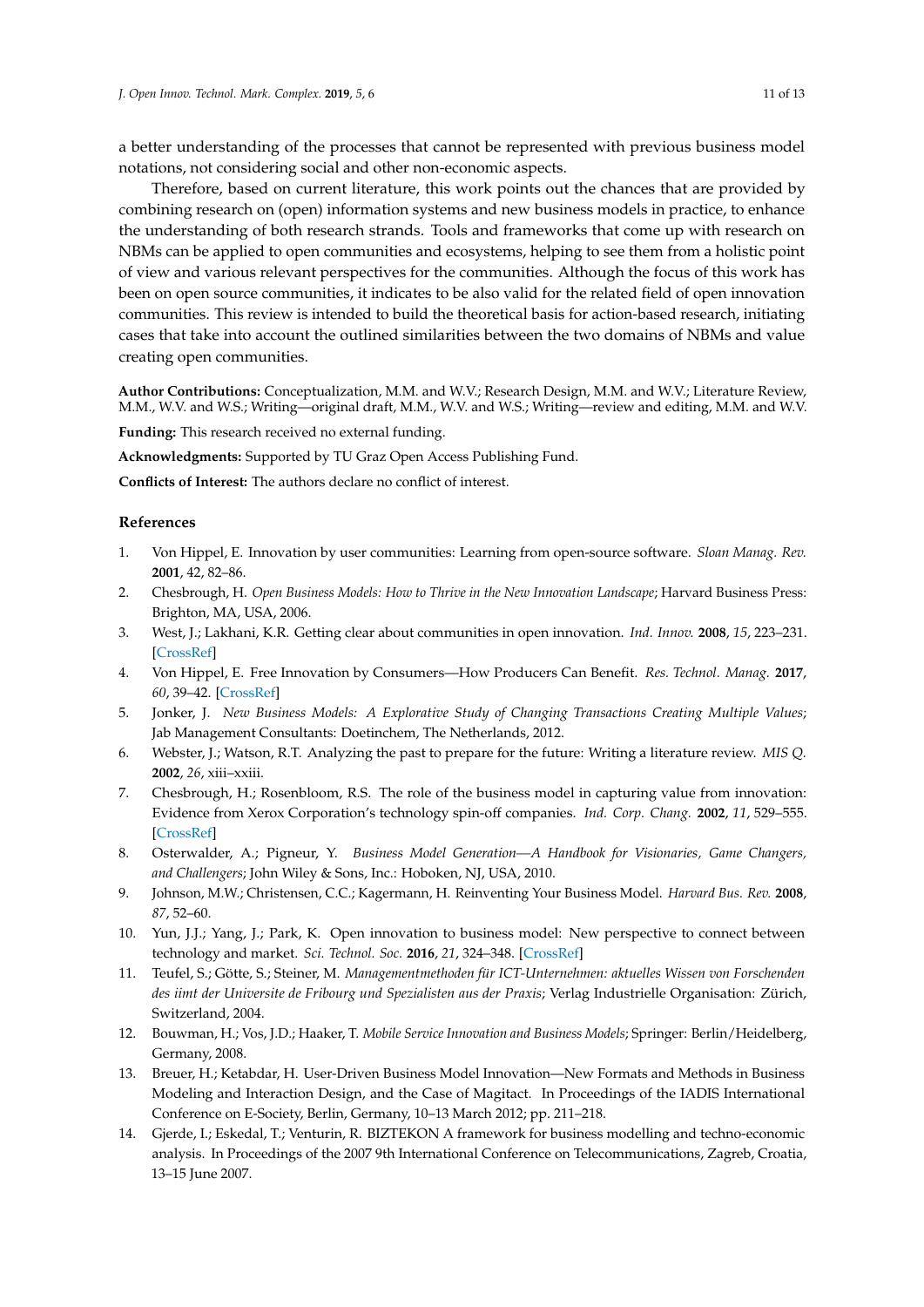a better understanding of the processes that cannot be represented with previous business model notations, not considering social and other non-economic aspects.

Therefore, based on current literature, this work points out the chances that are provided by combining research on (open) information systems and new business models in practice, to enhance the understanding of both research strands. Tools and frameworks that come up with research on NBMs can be applied to open communities and ecosystems, helping to see them from a holistic point of view and various relevant perspectives for the communities. Although the focus of this work has been on open source communities, it indicates to be also valid for the related field of open innovation communities. This review is intended to build the theoretical basis for action-based research, initiating cases that take into account the outlined similarities between the two domains of NBMs and value creating open communities.

**Author Contributions:** Conceptualization, M.M. and W.V.; Research Design, M.M. and W.V.; Literature Review, M.M., W.V. and W.S.; Writing—original draft, M.M., W.V. and W.S.; Writing—review and editing, M.M. and W.V.

**Funding:** This research received no external funding.

**Acknowledgments:** Supported by TU Graz Open Access Publishing Fund.

**Conflicts of Interest:** The authors declare no conflict of interest.

## References

1. Von Hippel, E. Innovation by user communities: Learning from open-source software. *Sloan Manag. Rev.* **2001**, 42, 82–86.
2. Chesbrough, H. *Open Business Models: How to Thrive in the New Innovation Landscape*; Harvard Business Press: Brighton, MA, USA, 2006.
3. West, J.; Lakhani, K.R. Getting clear about communities in open innovation. *Ind. Innov.* **2008**, *15*, 223–231. [CrossRef]
4. Von Hippel, E. Free Innovation by Consumers—How Producers Can Benefit. *Res. Technol. Manag.* **2017**, *60*, 39–42. [CrossRef]
5. Jonker, J. *New Business Models: A Explorative Study of Changing Transactions Creating Multiple Values*; Jab Management Consultants: Doetinchem, The Netherlands, 2012.
6. Webster, J.; Watson, R.T. Analyzing the past to prepare for the future: Writing a literature review. *MIS Q.* **2002**, *26*, xiii–xxiii.
7. Chesbrough, H.; Rosenbloom, R.S. The role of the business model in capturing value from innovation: Evidence from Xerox Corporation's technology spin-off companies. *Ind. Corp. Chang.* **2002**, *11*, 529–555. [CrossRef]
8. Osterwalder, A.; Pigneur, Y. *Business Model Generation—A Handbook for Visionaries, Game Changers, and Challengers*; John Wiley & Sons, Inc.: Hoboken, NJ, USA, 2010.
9. Johnson, M.W.; Christensen, C.C.; Kagermann, H. Reinventing Your Business Model. *Harvard Bus. Rev.* **2008**, *87*, 52–60.
10. Yun, J.J.; Yang, J.; Park, K. Open innovation to business model: New perspective to connect between technology and market. *Sci. Technol. Soc.* **2016**, *21*, 324–348. [CrossRef]
11. Teufel, S.; Götte, S.; Steiner, M. *Managementmethoden für ICT-Unternehmen: aktuelles Wissen von Forschenden des iimt der Universite de Fribourg und Spezialisten aus der Praxis*; Verlag Industrielle Organisation: Zürich, Switzerland, 2004.
12. Bouwman, H.; Vos, J.D.; Haaker, T. *Mobile Service Innovation and Business Models*; Springer: Berlin/Heidelberg, Germany, 2008.
13. Breuer, H.; Ketabdar, H. User-Driven Business Model Innovation—New Formats and Methods in Business Modeling and Interaction Design, and the Case of Magitact. In Proceedings of the IADIS International Conference on E-Society, Berlin, Germany, 10–13 March 2012; pp. 211–218.
14. Gjerde, I.; Eskedal, T.; Venturin, R. BIZTEKON A framework for business modelling and techno-economic analysis. In Proceedings of the 2007 9th International Conference on Telecommunications, Zagreb, Croatia, 13–15 June 2007.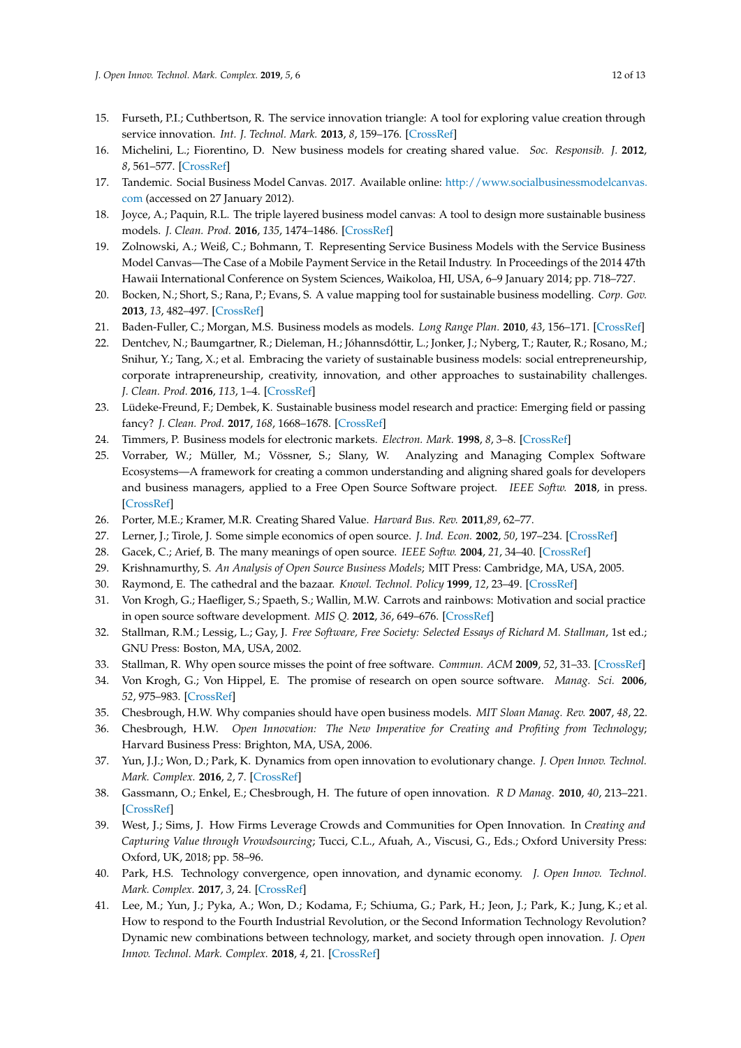15. Furseth, P.I.; Cuthbertson, R. The service innovation triangle: A tool for exploring value creation through service innovation. *Int. J. Technol. Mark.* **2013**, *8*, 159–176. [CrossRef]
16. Michelini, L.; Fiorentino, D. New business models for creating shared value. *Soc. Responsib. J.* **2012**, *8*, 561–577. [CrossRef]
17. Tandemic. Social Business Model Canvas. 2017. Available online: http://www.socialbusinessmodelcanvas.com (accessed on 27 January 2012).
18. Joyce, A.; Paquin, R.L. The triple layered business model canvas: A tool to design more sustainable business models. *J. Clean. Prod.* **2016**, *135*, 1474–1486. [CrossRef]
19. Zolnowski, A.; Weiß, C.; Bohmann, T. Representing Service Business Models with the Service Business Model Canvas—The Case of a Mobile Payment Service in the Retail Industry. In Proceedings of the 2014 47th Hawaii International Conference on System Sciences, Waikoloa, HI, USA, 6–9 January 2014; pp. 718–727.
20. Bocken, N.; Short, S.; Rana, P.; Evans, S. A value mapping tool for sustainable business modelling. *Corp. Gov.* **2013**, *13*, 482–497. [CrossRef]
21. Baden-Fuller, C.; Morgan, M.S. Business models as models. *Long Range Plan.* **2010**, *43*, 156–171. [CrossRef]
22. Dentchev, N.; Baumgartner, R.; Dieleman, H.; Jóhannsdóttir, L.; Jonker, J.; Nyberg, T.; Rauter, R.; Rosano, M.; Snihur, Y.; Tang, X.; et al. Embracing the variety of sustainable business models: social entrepreneurship, corporate intrapreneurship, creativity, innovation, and other approaches to sustainability challenges. *J. Clean. Prod.* **2016**, *113*, 1–4. [CrossRef]
23. Lüdeke-Freund, F.; Dembek, K. Sustainable business model research and practice: Emerging field or passing fancy? *J. Clean. Prod.* **2017**, *168*, 1668–1678. [CrossRef]
24. Timmers, P. Business models for electronic markets. *Electron. Mark.* **1998**, *8*, 3–8. [CrossRef]
25. Vorraber, W.; Müller, M.; Vössner, S.; Slany, W. Analyzing and Managing Complex Software Ecosystems—A framework for creating a common understanding and aligning shared goals for developers and business managers, applied to a Free Open Source Software project. *IEEE Softw.* **2018**, in press. [CrossRef]
26. Porter, M.E.; Kramer, M.R. Creating Shared Value. *Harvard Bus. Rev.* **2011**,*89*, 62–77.
27. Lerner, J.; Tirole, J. Some simple economics of open source. *J. Ind. Econ.* **2002**, *50*, 197–234. [CrossRef]
28. Gacek, C.; Arief, B. The many meanings of open source. *IEEE Softw.* **2004**, *21*, 34–40. [CrossRef]
29. Krishnamurthy, S. *An Analysis of Open Source Business Models*; MIT Press: Cambridge, MA, USA, 2005.
30. Raymond, E. The cathedral and the bazaar. *Knowl. Technol. Policy* **1999**, *12*, 23–49. [CrossRef]
31. Von Krogh, G.; Haefliger, S.; Spaeth, S.; Wallin, M.W. Carrots and rainbows: Motivation and social practice in open source software development. *MIS Q.* **2012**, *36*, 649–676. [CrossRef]
32. Stallman, R.M.; Lessig, L.; Gay, J. *Free Software, Free Society: Selected Essays of Richard M. Stallman*, 1st ed.; GNU Press: Boston, MA, USA, 2002.
33. Stallman, R. Why open source misses the point of free software. *Commun. ACM* **2009**, *52*, 31–33. [CrossRef]
34. Von Krogh, G.; Von Hippel, E. The promise of research on open source software. *Manag. Sci.* **2006**, *52*, 975–983. [CrossRef]
35. Chesbrough, H.W. Why companies should have open business models. *MIT Sloan Manag. Rev.* **2007**, *48*, 22.
36. Chesbrough, H.W. *Open Innovation: The New Imperative for Creating and Profiting from Technology*; Harvard Business Press: Brighton, MA, USA, 2006.
37. Yun, J.J.; Won, D.; Park, K. Dynamics from open innovation to evolutionary change. *J. Open Innov. Technol. Mark. Complex.* **2016**, *2*, 7. [CrossRef]
38. Gassmann, O.; Enkel, E.; Chesbrough, H. The future of open innovation. *R D Manag.* **2010**, *40*, 213–221. [CrossRef]
39. West, J.; Sims, J. How Firms Leverage Crowds and Communities for Open Innovation. In *Creating and Capturing Value through Vrowdsourcing*; Tucci, C.L., Afuah, A., Viscusi, G., Eds.; Oxford University Press: Oxford, UK, 2018; pp. 58–96.
40. Park, H.S. Technology convergence, open innovation, and dynamic economy. *J. Open Innov. Technol. Mark. Complex.* **2017**, *3*, 24. [CrossRef]
41. Lee, M.; Yun, J.; Pyka, A.; Won, D.; Kodama, F.; Schiuma, G.; Park, H.; Jeon, J.; Park, K.; Jung, K.; et al. How to respond to the Fourth Industrial Revolution, or the Second Information Technology Revolution? Dynamic new combinations between technology, market, and society through open innovation. *J. Open Innov. Technol. Mark. Complex.* **2018**, *4*, 21. [CrossRef]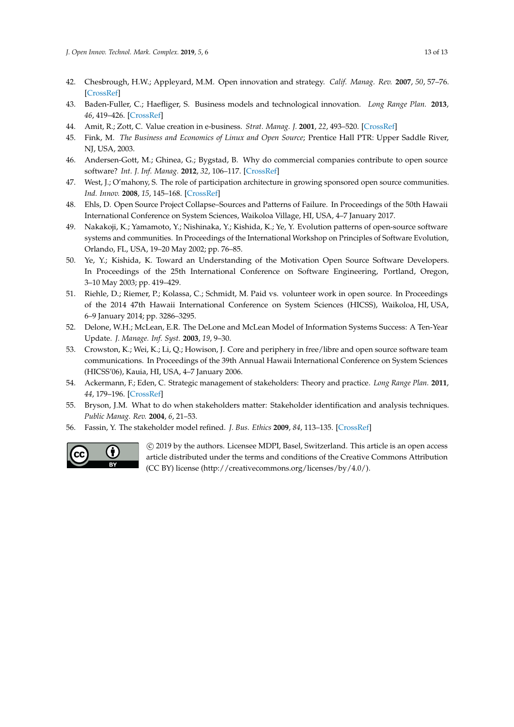42. Chesbrough, H.W.; Appleyard, M.M. Open innovation and strategy. *Calif. Manag. Rev.* **2007**, *50*, 57–76. [CrossRef]
43. Baden-Fuller, C.; Haefliger, S. Business models and technological innovation. *Long Range Plan.* **2013**, *46*, 419–426. [CrossRef]
44. Amit, R.; Zott, C. Value creation in e-business. *Strat. Manag. J.* **2001**, *22*, 493–520. [CrossRef]
45. Fink, M. *The Business and Economics of Linux and Open Source*; Prentice Hall PTR: Upper Saddle River, NJ, USA, 2003.
46. Andersen-Gott, M.; Ghinea, G.; Bygstad, B. Why do commercial companies contribute to open source software? *Int. J. Inf. Manag.* **2012**, *32*, 106–117. [CrossRef]
47. West, J.; O'mahony, S. The role of participation architecture in growing sponsored open source communities. *Ind. Innov.* **2008**, *15*, 145–168. [CrossRef]
48. Ehls, D. Open Source Project Collapse–Sources and Patterns of Failure. In Proceedings of the 50th Hawaii International Conference on System Sciences, Waikoloa Village, HI, USA, 4–7 January 2017.
49. Nakakoji, K.; Yamamoto, Y.; Nishinaka, Y.; Kishida, K.; Ye, Y. Evolution patterns of open-source software systems and communities. In Proceedings of the International Workshop on Principles of Software Evolution, Orlando, FL, USA, 19–20 May 2002; pp. 76–85.
50. Ye, Y.; Kishida, K. Toward an Understanding of the Motivation Open Source Software Developers. In Proceedings of the 25th International Conference on Software Engineering, Portland, Oregon, 3–10 May 2003; pp. 419–429.
51. Riehle, D.; Riemer, P.; Kolassa, C.; Schmidt, M. Paid vs. volunteer work in open source. In Proceedings of the 2014 47th Hawaii International Conference on System Sciences (HICSS), Waikoloa, HI, USA, 6–9 January 2014; pp. 3286–3295.
52. Delone, W.H.; McLean, E.R. The DeLone and McLean Model of Information Systems Success: A Ten-Year Update. *J. Manage. Inf. Syst.* **2003**, *19*, 9–30.
53. Crowston, K.; Wei, K.; Li, Q.; Howison, J. Core and periphery in free/libre and open source software team communications. In Proceedings of the 39th Annual Hawaii International Conference on System Sciences (HICSS'06), Kauia, HI, USA, 4–7 January 2006.
54. Ackermann, F.; Eden, C. Strategic management of stakeholders: Theory and practice. *Long Range Plan.* **2011**, *44*, 179–196. [CrossRef]
55. Bryson, J.M. What to do when stakeholders matter: Stakeholder identification and analysis techniques. *Public Manag. Rev.* **2004**, *6*, 21–53.
56. Fassin, Y. The stakeholder model refined. *J. Bus. Ethics* **2009**, *84*, 113–135. [CrossRef]

© 2019 by the authors. Licensee MDPI, Basel, Switzerland. This article is an open access article distributed under the terms and conditions of the Creative Commons Attribution (CC BY) license (http://creativecommons.org/licenses/by/4.0/).